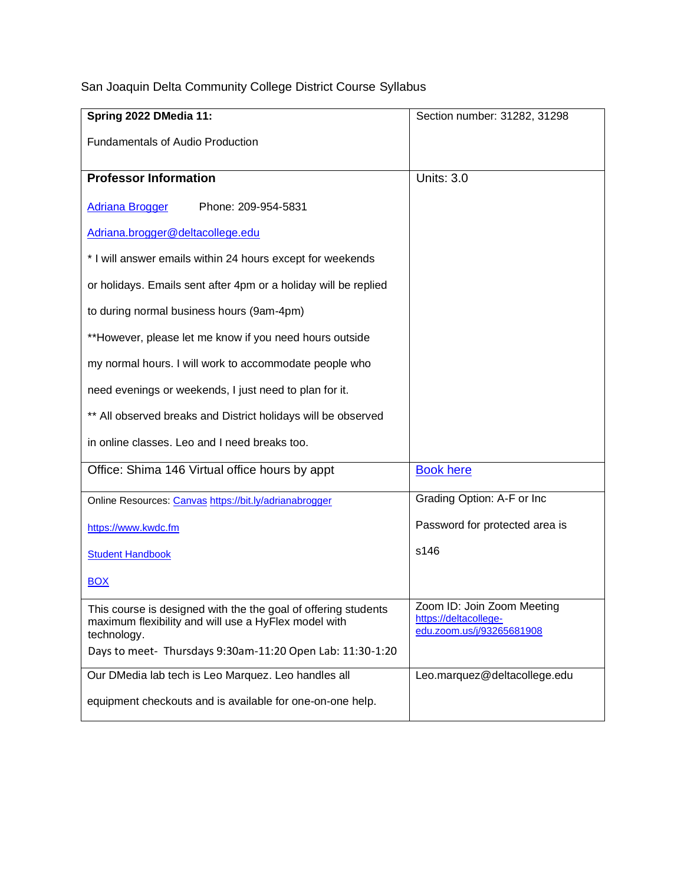San Joaquin Delta Community College District Course Syllabus

| **Spring 2022 DMedia 11:** Fundamentals of Audio Production | Section number: 31282, 31298 |
| --- | --- |
| **Professor Information**<br><br>Adriana Brogger Phone: 209-954-5831<br><br>Adriana.brogger@deltacollege.edu<br><br>* I will answer emails within 24 hours except for weekends or holidays. Emails sent after 4pm or a holiday will be replied to during normal business hours (9am-4pm)<br><br>**However, please let me know if you need hours outside my normal hours. I will work to accommodate people who need evenings or weekends, I just need to plan for it.<br><br>** All observed breaks and District holidays will be observed in online classes. Leo and I need breaks too. | Units: 3.0 |
| Office: Shima 146 Virtual office hours by appt | Book here |
| Online Resources: Canvas https://bit.ly/adrianabrogger<br><br>https://www.kwdc.fm<br><br>Student Handbook<br><br>BOX | Grading Option: A-F or Inc<br><br>Password for protected area is<br><br>s146 |
| This course is designed with the the goal of offering students maximum flexibility and will use a HyFlex model with technology.<br>Days to meet- Thursdays 9:30am-11:20 Open Lab: 11:30-1:20 | Zoom ID: Join Zoom Meeting https://deltacollege-edu.zoom.us/j/93265681908 |
| Our DMedia lab tech is Leo Marquez. Leo handles all equipment checkouts and is available for one-on-one help. | Leo.marquez@deltacollege.edu |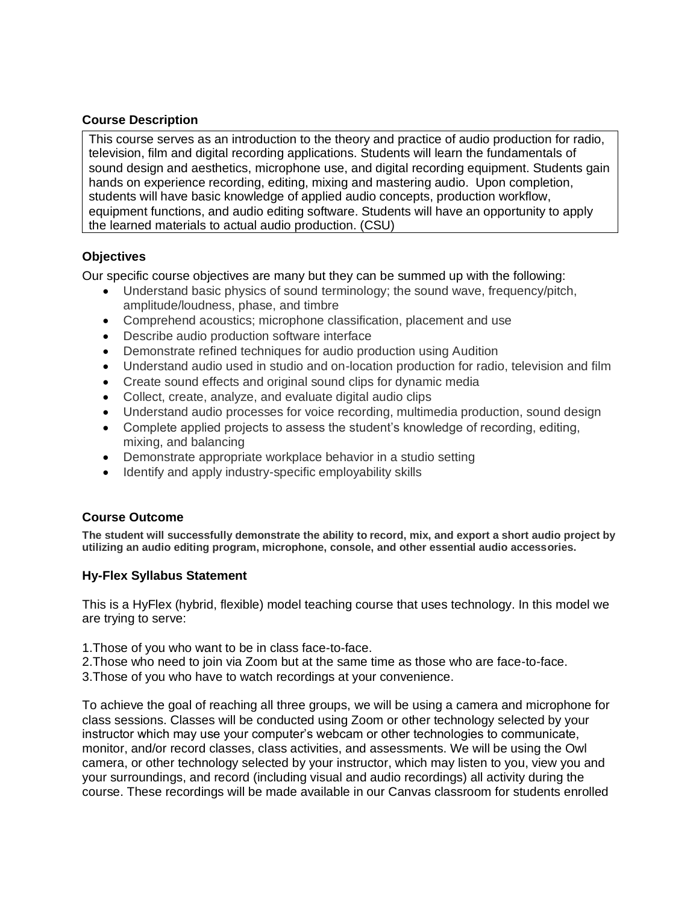### Course Description

This course serves as an introduction to the theory and practice of audio production for radio, television, film and digital recording applications. Students will learn the fundamentals of sound design and aesthetics, microphone use, and digital recording equipment. Students gain hands on experience recording, editing, mixing and mastering audio. Upon completion, students will have basic knowledge of applied audio concepts, production workflow, equipment functions, and audio editing software. Students will have an opportunity to apply the learned materials to actual audio production. (CSU)

### Objectives

Our specific course objectives are many but they can be summed up with the following:

- Understand basic physics of sound terminology; the sound wave, frequency/pitch, amplitude/loudness, phase, and timbre
- Comprehend acoustics; microphone classification, placement and use
- Describe audio production software interface
- Demonstrate refined techniques for audio production using Audition
- Understand audio used in studio and on-location production for radio, television and film
- Create sound effects and original sound clips for dynamic media
- Collect, create, analyze, and evaluate digital audio clips
- Understand audio processes for voice recording, multimedia production, sound design
- Complete applied projects to assess the student's knowledge of recording, editing, mixing, and balancing
- Demonstrate appropriate workplace behavior in a studio setting
- Identify and apply industry-specific employability skills

### Course Outcome

**The student will successfully demonstrate the ability to record, mix, and export a short audio project by utilizing an audio editing program, microphone, console, and other essential audio accessories.**

### Hy-Flex Syllabus Statement

This is a HyFlex (hybrid, flexible) model teaching course that uses technology. In this model we are trying to serve:

1. Those of you who want to be in class face-to-face.
2. Those who need to join via Zoom but at the same time as those who are face-to-face.
3. Those of you who have to watch recordings at your convenience.

To achieve the goal of reaching all three groups, we will be using a camera and microphone for class sessions. Classes will be conducted using Zoom or other technology selected by your instructor which may use your computer's webcam or other technologies to communicate, monitor, and/or record classes, class activities, and assessments. We will be using the Owl camera, or other technology selected by your instructor, which may listen to you, view you and your surroundings, and record (including visual and audio recordings) all activity during the course. These recordings will be made available in our Canvas classroom for students enrolled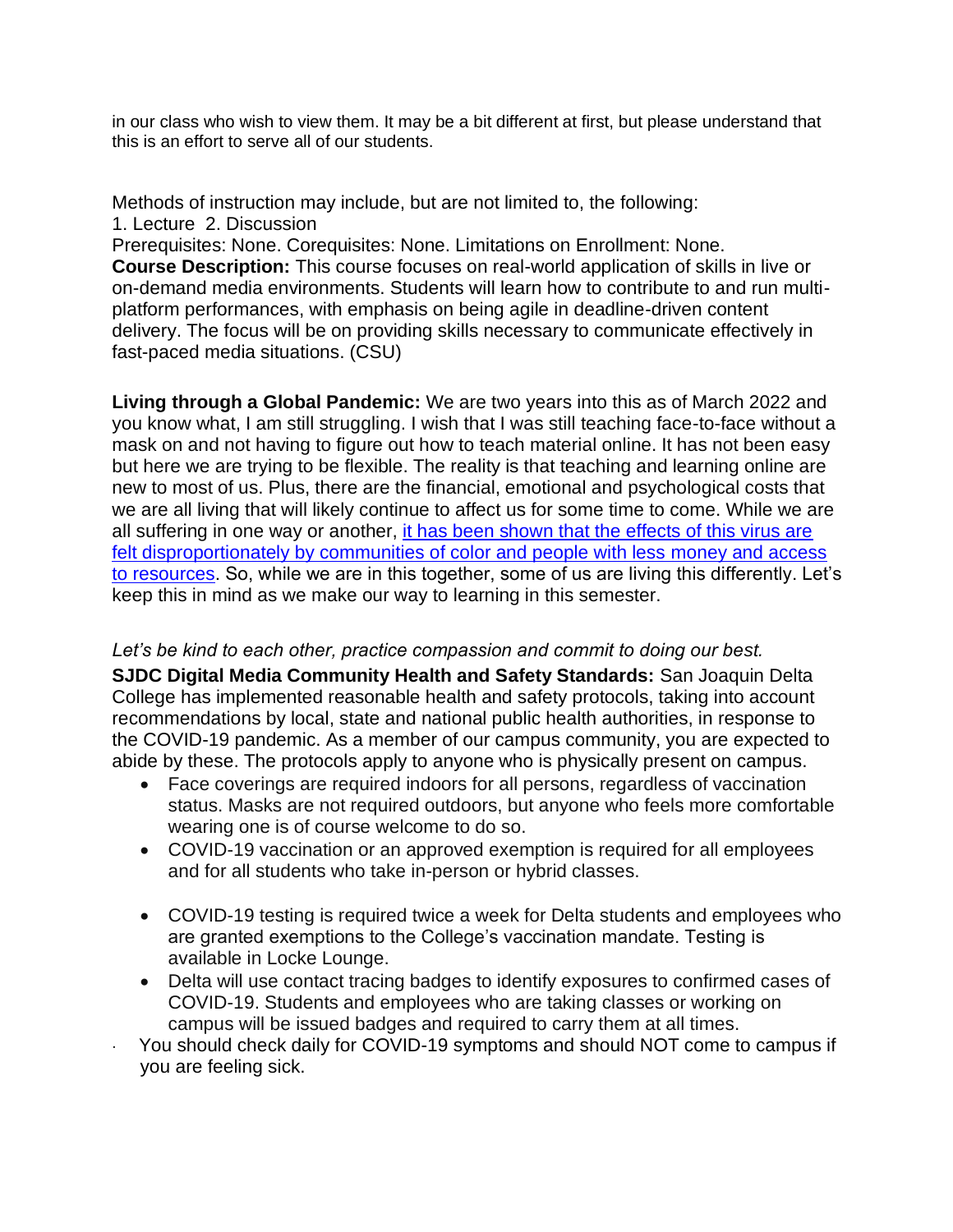in our class who wish to view them. It may be a bit different at first, but please understand that this is an effort to serve all of our students.

Methods of instruction may include, but are not limited to, the following:

1. Lecture 2. Discussion

Prerequisites: None. Corequisites: None. Limitations on Enrollment: None.

**Course Description:** This course focuses on real-world application of skills in live or on-demand media environments. Students will learn how to contribute to and run multi-platform performances, with emphasis on being agile in deadline-driven content delivery. The focus will be on providing skills necessary to communicate effectively in fast-paced media situations. (CSU)

**Living through a Global Pandemic:** We are two years into this as of March 2022 and you know what, I am still struggling. I wish that I was still teaching face-to-face without a mask on and not having to figure out how to teach material online. It has not been easy but here we are trying to be flexible. The reality is that teaching and learning online are new to most of us. Plus, there are the financial, emotional and psychological costs that we are all living that will likely continue to affect us for some time to come. While we are all suffering in one way or another, it has been shown that the effects of this virus are felt disproportionately by communities of color and people with less money and access to resources. So, while we are in this together, some of us are living this differently. Let's keep this in mind as we make our way to learning in this semester.

*Let's be kind to each other, practice compassion and commit to doing our best.*

**SJDC Digital Media Community Health and Safety Standards:** San Joaquin Delta College has implemented reasonable health and safety protocols, taking into account recommendations by local, state and national public health authorities, in response to the COVID-19 pandemic. As a member of our campus community, you are expected to abide by these. The protocols apply to anyone who is physically present on campus.

- Face coverings are required indoors for all persons, regardless of vaccination status. Masks are not required outdoors, but anyone who feels more comfortable wearing one is of course welcome to do so.
- COVID-19 vaccination or an approved exemption is required for all employees and for all students who take in-person or hybrid classes.
- COVID-19 testing is required twice a week for Delta students and employees who are granted exemptions to the College's vaccination mandate. Testing is available in Locke Lounge.
- Delta will use contact tracing badges to identify exposures to confirmed cases of COVID-19. Students and employees who are taking classes or working on campus will be issued badges and required to carry them at all times.
- You should check daily for COVID-19 symptoms and should NOT come to campus if you are feeling sick.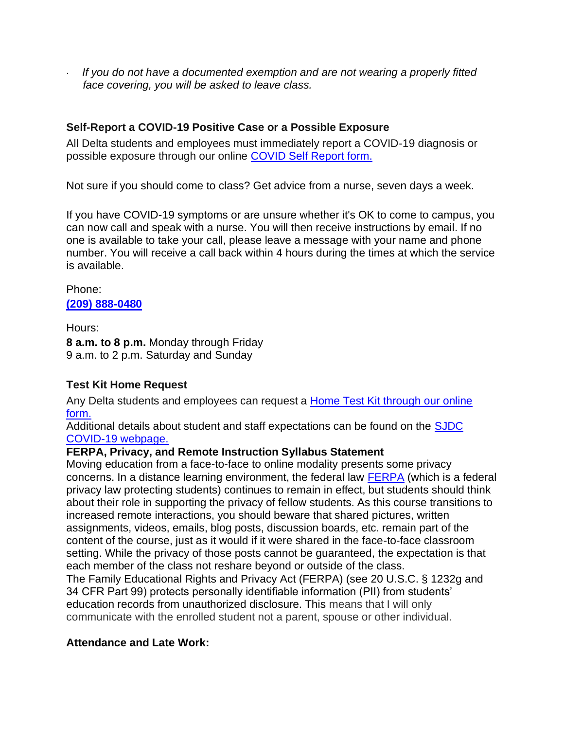- *If you do not have a documented exemption and are not wearing a properly fitted face covering, you will be asked to leave class.*

### Self-Report a COVID-19 Positive Case or a Possible Exposure

All Delta students and employees must immediately report a COVID-19 diagnosis or possible exposure through our online COVID Self Report form.

Not sure if you should come to class? Get advice from a nurse, seven days a week.

If you have COVID-19 symptoms or are unsure whether it's OK to come to campus, you can now call and speak with a nurse. You will then receive instructions by email. If no one is available to take your call, please leave a message with your name and phone number. You will receive a call back within 4 hours during the times at which the service is available.

Phone:
**(209) 888-0480**

Hours:
**8 a.m. to 8 p.m.** Monday through Friday
9 a.m. to 2 p.m. Saturday and Sunday

### Test Kit Home Request

Any Delta students and employees can request a Home Test Kit through our online form.
Additional details about student and staff expectations can be found on the SJDC COVID-19 webpage.

### FERPA, Privacy, and Remote Instruction Syllabus Statement

Moving education from a face-to-face to online modality presents some privacy concerns. In a distance learning environment, the federal law FERPA (which is a federal privacy law protecting students) continues to remain in effect, but students should think about their role in supporting the privacy of fellow students. As this course transitions to increased remote interactions, you should beware that shared pictures, written assignments, videos, emails, blog posts, discussion boards, etc. remain part of the content of the course, just as it would if it were shared in the face-to-face classroom setting. While the privacy of those posts cannot be guaranteed, the expectation is that each member of the class not reshare beyond or outside of the class.
The Family Educational Rights and Privacy Act (FERPA) (see 20 U.S.C. § 1232g and 34 CFR Part 99) protects personally identifiable information (PII) from students' education records from unauthorized disclosure. This means that I will only communicate with the enrolled student not a parent, spouse or other individual.

### Attendance and Late Work: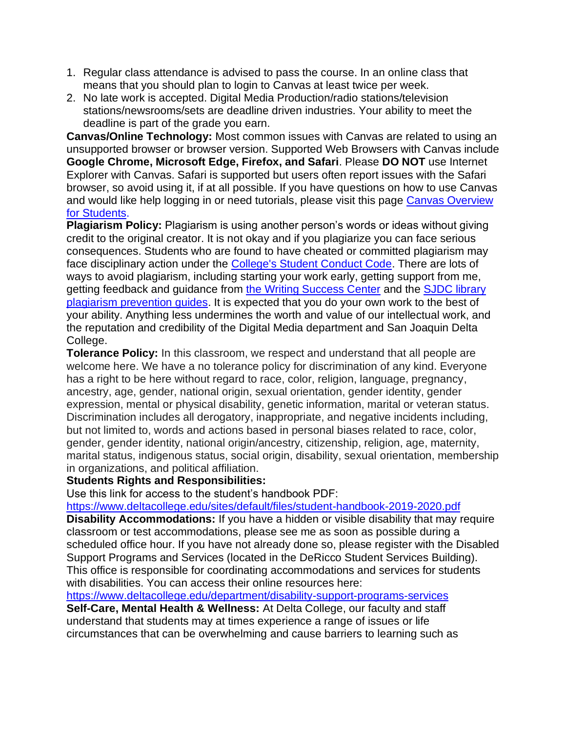1. Regular class attendance is advised to pass the course. In an online class that means that you should plan to login to Canvas at least twice per week.
2. No late work is accepted. Digital Media Production/radio stations/television stations/newsrooms/sets are deadline driven industries. Your ability to meet the deadline is part of the grade you earn.

**Canvas/Online Technology:** Most common issues with Canvas are related to using an unsupported browser or browser version. Supported Web Browsers with Canvas include **Google Chrome, Microsoft Edge, Firefox, and Safari**. Please **DO NOT** use Internet Explorer with Canvas. Safari is supported but users often report issues with the Safari browser, so avoid using it, if at all possible. If you have questions on how to use Canvas and would like help logging in or need tutorials, please visit this page [Canvas Overview for Students](#).

**Plagiarism Policy:** Plagiarism is using another person's words or ideas without giving credit to the original creator. It is not okay and if you plagiarize you can face serious consequences. Students who are found to have cheated or committed plagiarism may face disciplinary action under the [College's Student Conduct Code](#). There are lots of ways to avoid plagiarism, including starting your work early, getting support from me, getting feedback and guidance from [the Writing Success Center](#) and the [SJDC library plagiarism prevention guides](#). It is expected that you do your own work to the best of your ability. Anything less undermines the worth and value of our intellectual work, and the reputation and credibility of the Digital Media department and San Joaquin Delta College.

**Tolerance Policy:** In this classroom, we respect and understand that all people are welcome here. We have a no tolerance policy for discrimination of any kind. Everyone has a right to be here without regard to race, color, religion, language, pregnancy, ancestry, age, gender, national origin, sexual orientation, gender identity, gender expression, mental or physical disability, genetic information, marital or veteran status. Discrimination includes all derogatory, inappropriate, and negative incidents including, but not limited to, words and actions based in personal biases related to race, color, gender, gender identity, national origin/ancestry, citizenship, religion, age, maternity, marital status, indigenous status, social origin, disability, sexual orientation, membership in organizations, and political affiliation.

**Students Rights and Responsibilities:**
Use this link for access to the student's handbook PDF:
https://www.deltacollege.edu/sites/default/files/student-handbook-2019-2020.pdf

**Disability Accommodations:** If you have a hidden or visible disability that may require classroom or test accommodations, please see me as soon as possible during a scheduled office hour. If you have not already done so, please register with the Disabled Support Programs and Services (located in the DeRicco Student Services Building). This office is responsible for coordinating accommodations and services for students with disabilities. You can access their online resources here:
https://www.deltacollege.edu/department/disability-support-programs-services

**Self-Care, Mental Health & Wellness:** At Delta College, our faculty and staff understand that students may at times experience a range of issues or life circumstances that can be overwhelming and cause barriers to learning such as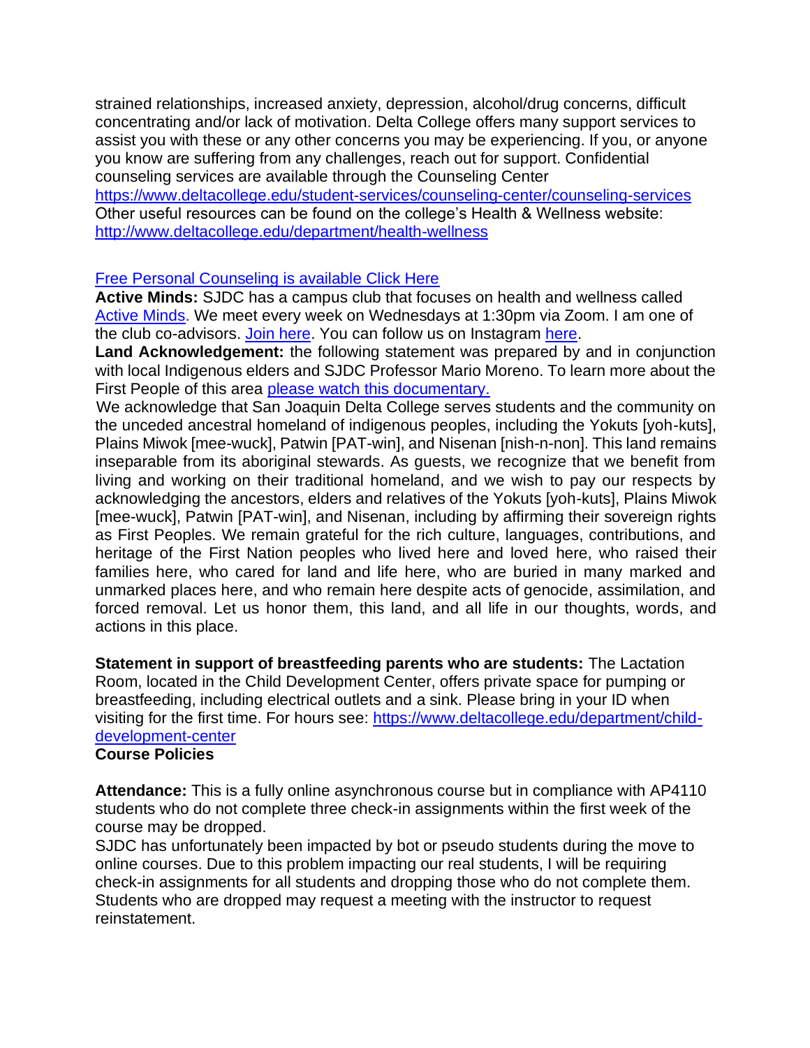strained relationships, increased anxiety, depression, alcohol/drug concerns, difficult concentrating and/or lack of motivation. Delta College offers many support services to assist you with these or any other concerns you may be experiencing. If you, or anyone you know are suffering from any challenges, reach out for support. Confidential counseling services are available through the Counseling Center https://www.deltacollege.edu/student-services/counseling-center/counseling-services
Other useful resources can be found on the college's Health & Wellness website: http://www.deltacollege.edu/department/health-wellness

Free Personal Counseling is available Click Here

**Active Minds:** SJDC has a campus club that focuses on health and wellness called Active Minds. We meet every week on Wednesdays at 1:30pm via Zoom. I am one of the club co-advisors. Join here. You can follow us on Instagram here.

**Land Acknowledgement:** the following statement was prepared by and in conjunction with local Indigenous elders and SJDC Professor Mario Moreno. To learn more about the First People of this area please watch this documentary.

We acknowledge that San Joaquin Delta College serves students and the community on the unceded ancestral homeland of indigenous peoples, including the Yokuts [yoh-kuts], Plains Miwok [mee-wuck], Patwin [PAT-win], and Nisenan [nish-n-non]. This land remains inseparable from its aboriginal stewards. As guests, we recognize that we benefit from living and working on their traditional homeland, and we wish to pay our respects by acknowledging the ancestors, elders and relatives of the Yokuts [yoh-kuts], Plains Miwok [mee-wuck], Patwin [PAT-win], and Nisenan, including by affirming their sovereign rights as First Peoples. We remain grateful for the rich culture, languages, contributions, and heritage of the First Nation peoples who lived here and loved here, who raised their families here, who cared for land and life here, who are buried in many marked and unmarked places here, and who remain here despite acts of genocide, assimilation, and forced removal. Let us honor them, this land, and all life in our thoughts, words, and actions in this place.

**Statement in support of breastfeeding parents who are students:** The Lactation Room, located in the Child Development Center, offers private space for pumping or breastfeeding, including electrical outlets and a sink. Please bring in your ID when visiting for the first time. For hours see: https://www.deltacollege.edu/department/child-development-center

**Course Policies**

**Attendance:** This is a fully online asynchronous course but in compliance with AP4110 students who do not complete three check-in assignments within the first week of the course may be dropped.

SJDC has unfortunately been impacted by bot or pseudo students during the move to online courses. Due to this problem impacting our real students, I will be requiring check-in assignments for all students and dropping those who do not complete them. Students who are dropped may request a meeting with the instructor to request reinstatement.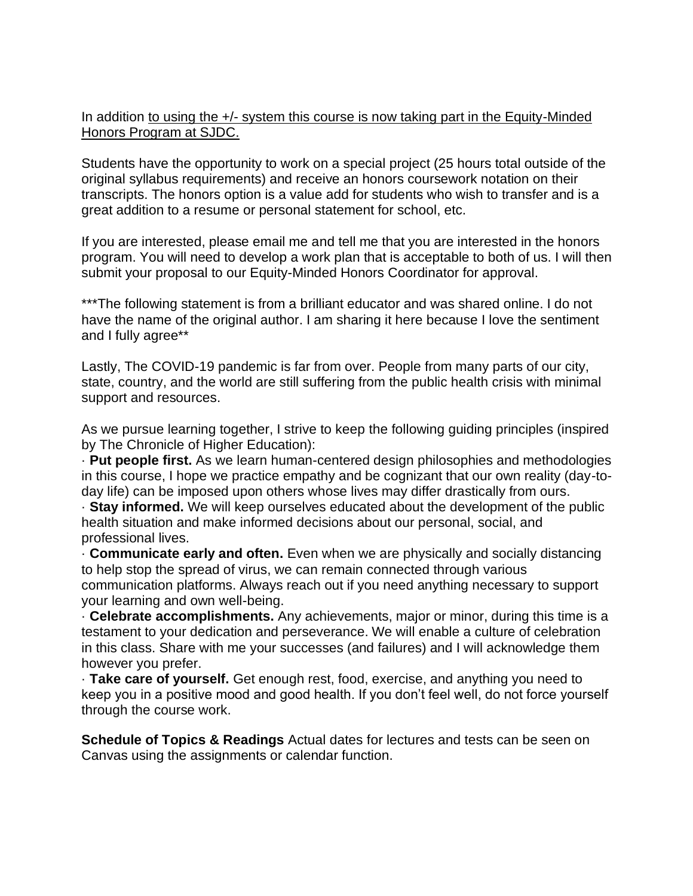In addition <u>to using the +/- system this course is now taking part in the Equity-Minded Honors Program at SJDC.</u>

Students have the opportunity to work on a special project (25 hours total outside of the original syllabus requirements) and receive an honors coursework notation on their transcripts. The honors option is a value add for students who wish to transfer and is a great addition to a resume or personal statement for school, etc.

If you are interested, please email me and tell me that you are interested in the honors program. You will need to develop a work plan that is acceptable to both of us. I will then submit your proposal to our Equity-Minded Honors Coordinator for approval.

***The following statement is from a brilliant educator and was shared online. I do not have the name of the original author. I am sharing it here because I love the sentiment and I fully agree**

Lastly, The COVID-19 pandemic is far from over. People from many parts of our city, state, country, and the world are still suffering from the public health crisis with minimal support and resources.

As we pursue learning together, I strive to keep the following guiding principles (inspired by The Chronicle of Higher Education):

- **Put people first.** As we learn human-centered design philosophies and methodologies in this course, I hope we practice empathy and be cognizant that our own reality (day-to-day life) can be imposed upon others whose lives may differ drastically from ours.
- **Stay informed.** We will keep ourselves educated about the development of the public health situation and make informed decisions about our personal, social, and professional lives.
- **Communicate early and often.** Even when we are physically and socially distancing to help stop the spread of virus, we can remain connected through various communication platforms. Always reach out if you need anything necessary to support your learning and own well-being.
- **Celebrate accomplishments.** Any achievements, major or minor, during this time is a testament to your dedication and perseverance. We will enable a culture of celebration in this class. Share with me your successes (and failures) and I will acknowledge them however you prefer.
- **Take care of yourself.** Get enough rest, food, exercise, and anything you need to keep you in a positive mood and good health. If you don't feel well, do not force yourself through the course work.

**Schedule of Topics & Readings** Actual dates for lectures and tests can be seen on Canvas using the assignments or calendar function.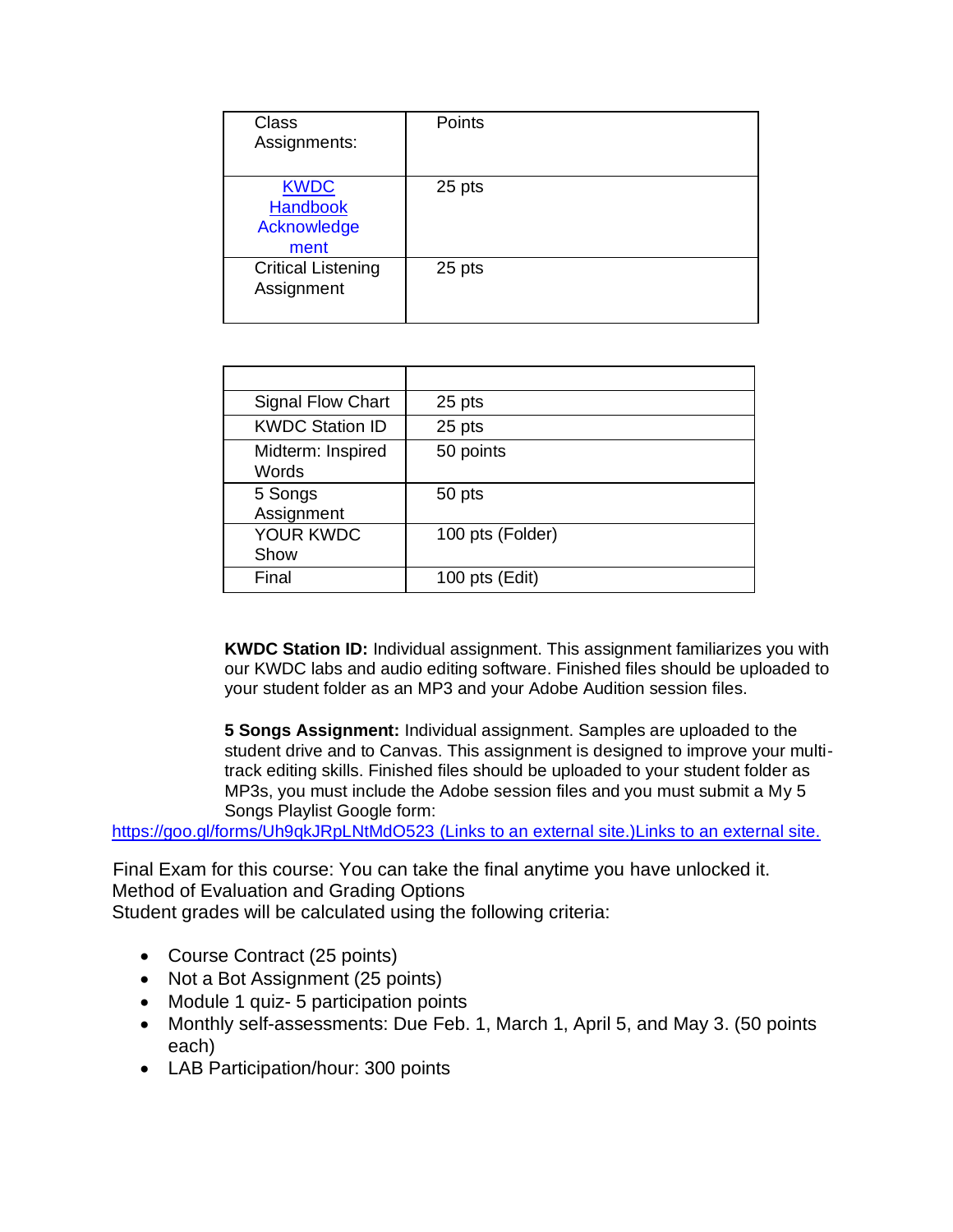| Class Assignments: | Points |
|---|---|
| KWDC Handbook Acknowledgement | 25 pts |
| Critical Listening Assignment | 25 pts |

| | |
|---|---|
| Signal Flow Chart | 25 pts |
| KWDC Station ID | 25 pts |
| Midterm: Inspired Words | 50 points |
| 5 Songs Assignment | 50 pts |
| YOUR KWDC Show | 100 pts (Folder) |
| Final | 100 pts (Edit) |

**KWDC Station ID:** Individual assignment. This assignment familiarizes you with our KWDC labs and audio editing software. Finished files should be uploaded to your student folder as an MP3 and your Adobe Audition session files.

**5 Songs Assignment:** Individual assignment. Samples are uploaded to the student drive and to Canvas. This assignment is designed to improve your multi-track editing skills. Finished files should be uploaded to your student folder as MP3s, you must include the Adobe session files and you must submit a My 5 Songs Playlist Google form:
https://goo.gl/forms/Uh9qkJRpLNtMdO523 (Links to an external site.)Links to an external site.

Final Exam for this course: You can take the final anytime you have unlocked it.
Method of Evaluation and Grading Options
Student grades will be calculated using the following criteria:

- Course Contract (25 points)
- Not a Bot Assignment (25 points)
- Module 1 quiz- 5 participation points
- Monthly self-assessments: Due Feb. 1, March 1, April 5, and May 3. (50 points each)
- LAB Participation/hour: 300 points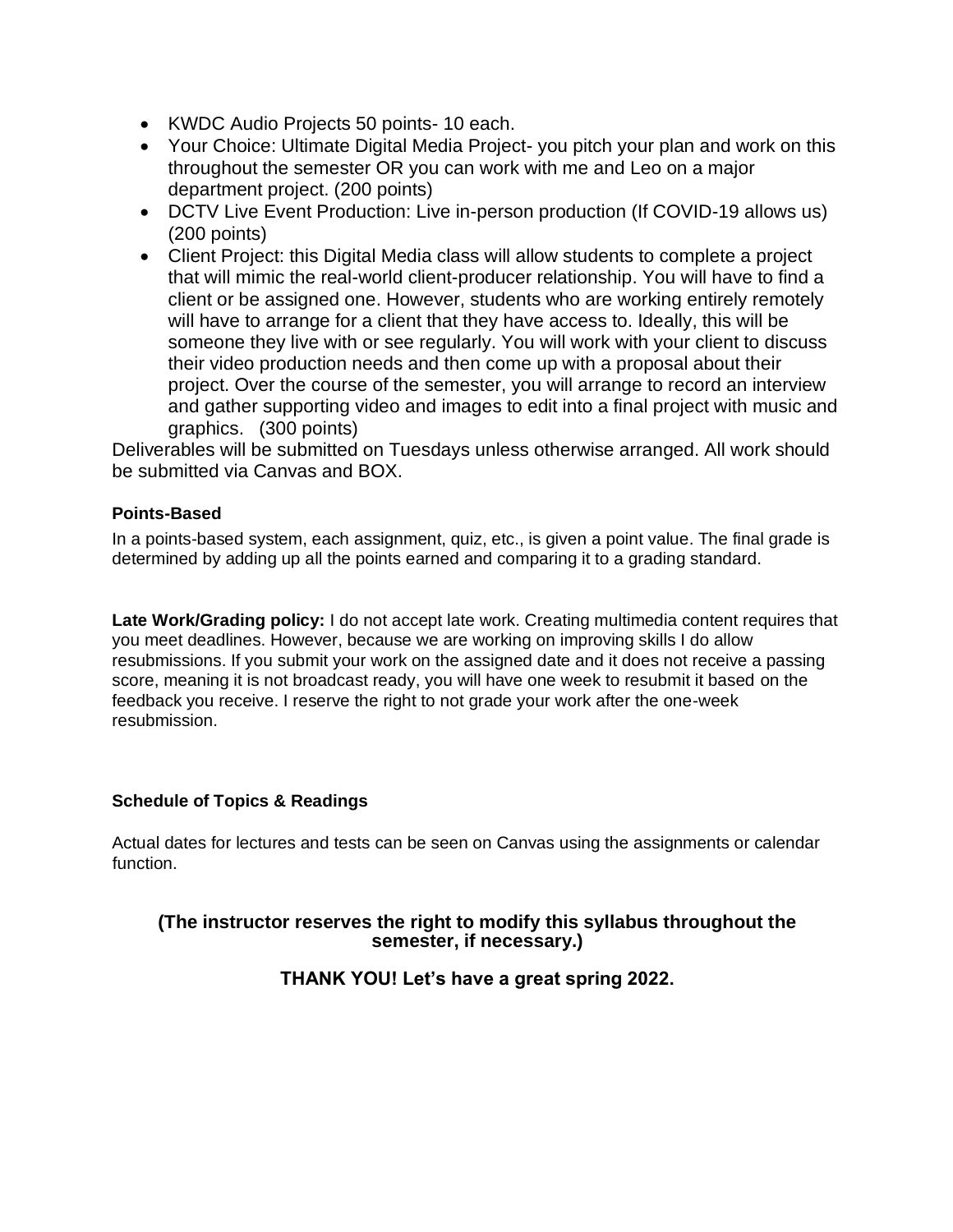- KWDC Audio Projects 50 points- 10 each.
- Your Choice: Ultimate Digital Media Project- you pitch your plan and work on this throughout the semester OR you can work with me and Leo on a major department project. (200 points)
- DCTV Live Event Production: Live in-person production (If COVID-19 allows us) (200 points)
- Client Project: this Digital Media class will allow students to complete a project that will mimic the real-world client-producer relationship. You will have to find a client or be assigned one. However, students who are working entirely remotely will have to arrange for a client that they have access to. Ideally, this will be someone they live with or see regularly. You will work with your client to discuss their video production needs and then come up with a proposal about their project. Over the course of the semester, you will arrange to record an interview and gather supporting video and images to edit into a final project with music and graphics. (300 points)

Deliverables will be submitted on Tuesdays unless otherwise arranged. All work should be submitted via Canvas and BOX.

**Points-Based**

In a points-based system, each assignment, quiz, etc., is given a point value. The final grade is determined by adding up all the points earned and comparing it to a grading standard.

**Late Work/Grading policy:** I do not accept late work. Creating multimedia content requires that you meet deadlines. However, because we are working on improving skills I do allow resubmissions. If you submit your work on the assigned date and it does not receive a passing score, meaning it is not broadcast ready, you will have one week to resubmit it based on the feedback you receive. I reserve the right to not grade your work after the one-week resubmission.

**Schedule of Topics & Readings**

Actual dates for lectures and tests can be seen on Canvas using the assignments or calendar function.

**(The instructor reserves the right to modify this syllabus throughout the semester, if necessary.)**

**THANK YOU! Let's have a great spring 2022.**